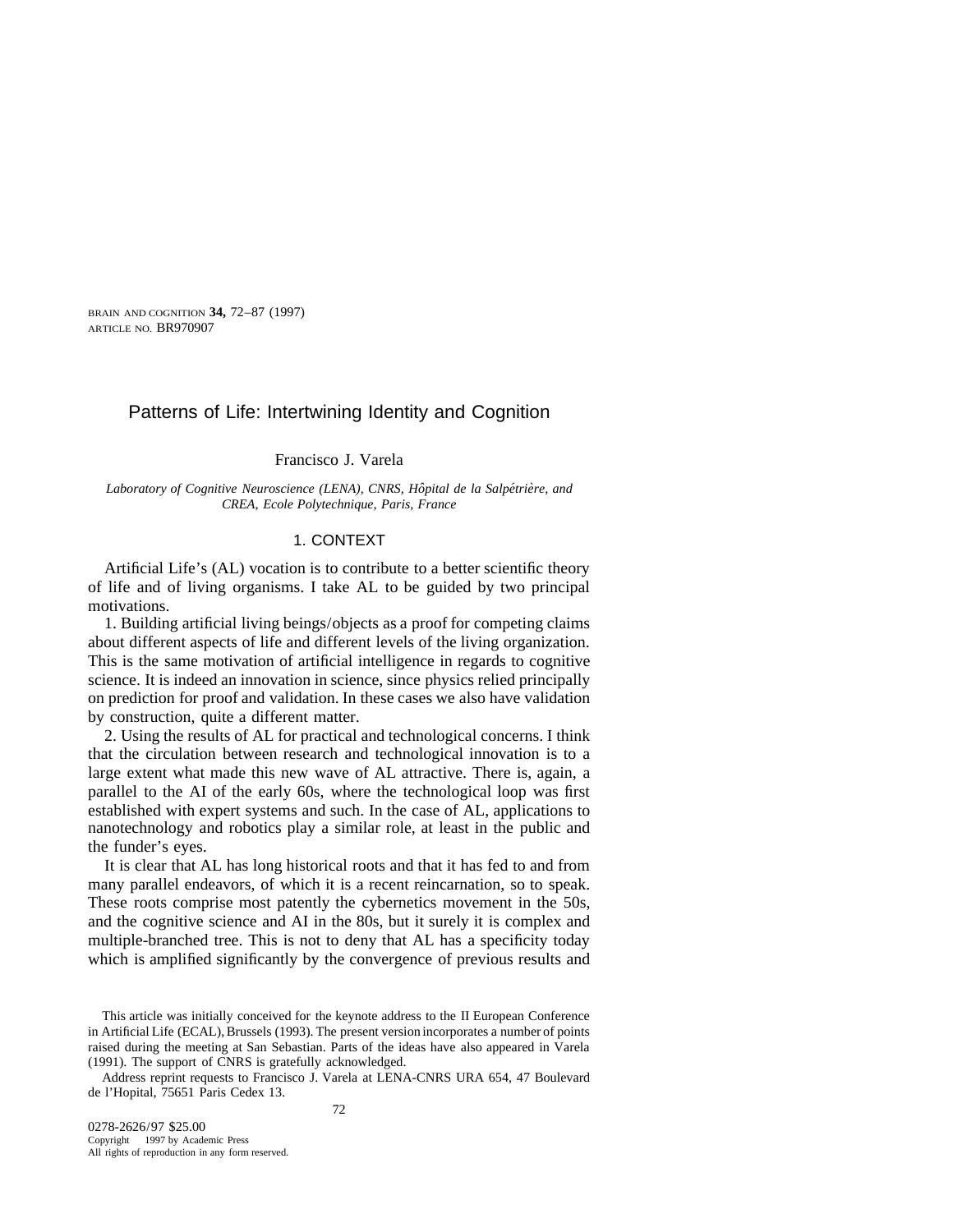# Patterns of Life: Intertwining Identity and Cognition

Francisco J. Varela

*Laboratory of Cognitive Neuroscience (LENA), CNRS, Hôpital de la Salpétrière, and CREA, Ecole Polytechnique, Paris, France*

## 1. CONTEXT

Artificial Life's (AL) vocation is to contribute to a better scientific theory of life and of living organisms. I take AL to be guided by two principal motivations.

1. Building artificial living beings/objects as a proof for competing claims about different aspects of life and different levels of the living organization. This is the same motivation of artificial intelligence in regards to cognitive science. It is indeed an innovation in science, since physics relied principally on prediction for proof and validation. In these cases we also have validation by construction, quite a different matter.

2. Using the results of AL for practical and technological concerns. I think that the circulation between research and technological innovation is to a large extent what made this new wave of AL attractive. There is, again, a parallel to the AI of the early 60s, where the technological loop was first established with expert systems and such. In the case of AL, applications to nanotechnology and robotics play a similar role, at least in the public and the funder's eyes.

It is clear that AL has long historical roots and that it has fed to and from many parallel endeavors, of which it is a recent reincarnation, so to speak. These roots comprise most patently the cybernetics movement in the 50s, and the cognitive science and AI in the 80s, but it surely it is complex and multiple-branched tree. This is not to deny that AL has a specificity today which is amplified significantly by the convergence of previous results and

This article was initially conceived for the keynote address to the II European Conference in Artificial Life (ECAL), Brussels (1993). The present version incorporates a number of points raised during the meeting at San Sebastian. Parts of the ideas have also appeared in Varela (1991). The support of CNRS is gratefully acknowledged.

Address reprint requests to Francisco J. Varela at LENA-CNRS URA 654, 47 Boulevard de l'Hopital, 75651 Paris Cedex 13.

0278-2626/97 $25.00
Copyright 1997 by Academic Press
All rights of reproduction in any form reserved.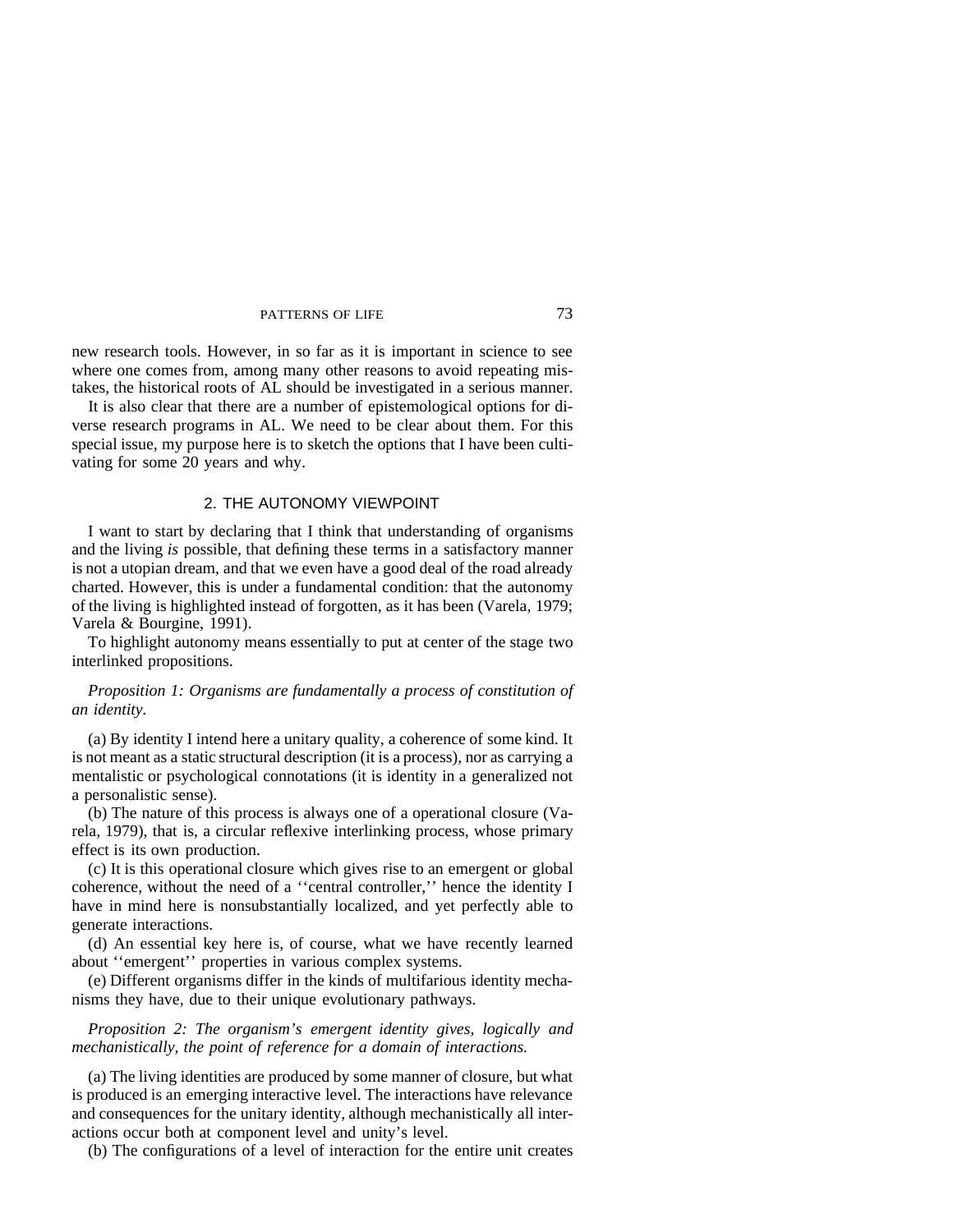new research tools. However, in so far as it is important in science to see where one comes from, among many other reasons to avoid repeating mistakes, the historical roots of AL should be investigated in a serious manner.

It is also clear that there are a number of epistemological options for diverse research programs in AL. We need to be clear about them. For this special issue, my purpose here is to sketch the options that I have been cultivating for some 20 years and why.

## 2. THE AUTONOMY VIEWPOINT

I want to start by declaring that I think that understanding of organisms and the living *is* possible, that defining these terms in a satisfactory manner is not a utopian dream, and that we even have a good deal of the road already charted. However, this is under a fundamental condition: that the autonomy of the living is highlighted instead of forgotten, as it has been (Varela, 1979; Varela & Bourgine, 1991).

To highlight autonomy means essentially to put at center of the stage two interlinked propositions.

*Proposition 1: Organisms are fundamentally a process of constitution of an identity.*

(a) By identity I intend here a unitary quality, a coherence of some kind. It is not meant as a static structural description (it is a process), nor as carrying a mentalistic or psychological connotations (it is identity in a generalized not a personalistic sense).

(b) The nature of this process is always one of a operational closure (Varela, 1979), that is, a circular reflexive interlinking process, whose primary effect is its own production.

(c) It is this operational closure which gives rise to an emergent or global coherence, without the need of a ''central controller,'' hence the identity I have in mind here is nonsubstantially localized, and yet perfectly able to generate interactions.

(d) An essential key here is, of course, what we have recently learned about ''emergent'' properties in various complex systems.

(e) Different organisms differ in the kinds of multifarious identity mechanisms they have, due to their unique evolutionary pathways.

*Proposition 2: The organism's emergent identity gives, logically and mechanistically, the point of reference for a domain of interactions.*

(a) The living identities are produced by some manner of closure, but what is produced is an emerging interactive level. The interactions have relevance and consequences for the unitary identity, although mechanistically all interactions occur both at component level and unity's level.

(b) The configurations of a level of interaction for the entire unit creates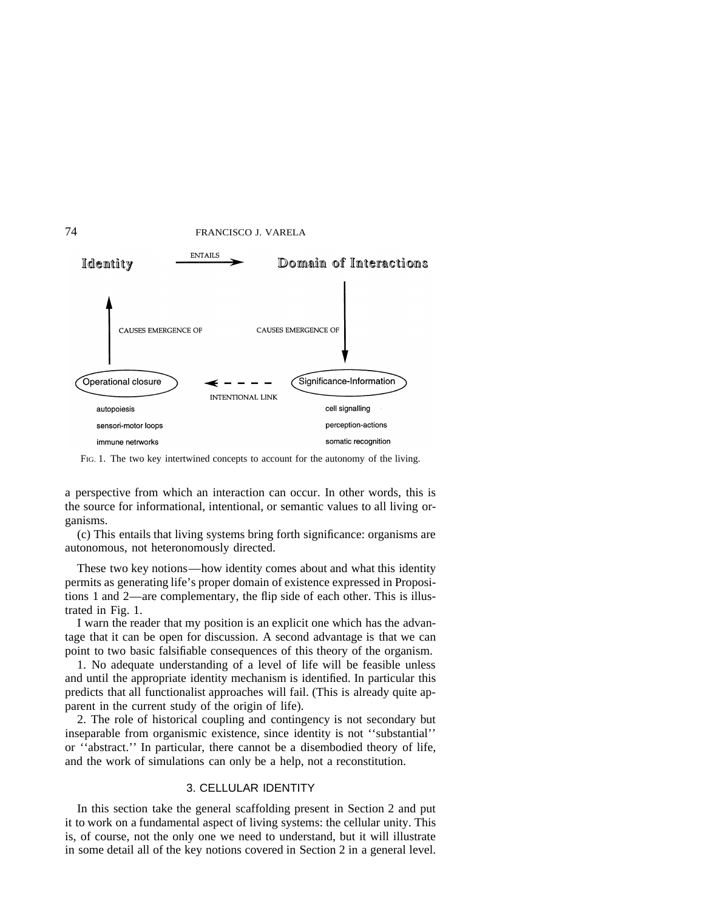Identity —ENTAILS→ Domain of Interactions

Domain of Interactions —CAUSES EMERGENCE OF→ Significance-Information

Operational closure —CAUSES EMERGENCE OF→ Identity

Significance-Information - - INTENTIONAL LINK - -> Operational closure

Operational closure:
- autopoiesis
- sensori-motor loops
- immune netrworks

Significance-Information:
- cell signalling
- perception-actions
- somatic recognition

FIG. 1. The two key intertwined concepts to account for the autonomy of the living.

a perspective from which an interaction can occur. In other words, this is the source for informational, intentional, or semantic values to all living organisms.

(c) This entails that living systems bring forth significance: organisms are autonomous, not heteronomously directed.

These two key notions—how identity comes about and what this identity permits as generating life's proper domain of existence expressed in Propositions 1 and 2—are complementary, the flip side of each other. This is illustrated in Fig. 1.

I warn the reader that my position is an explicit one which has the advantage that it can be open for discussion. A second advantage is that we can point to two basic falsifiable consequences of this theory of the organism.

1. No adequate understanding of a level of life will be feasible unless and until the appropriate identity mechanism is identified. In particular this predicts that all functionalist approaches will fail. (This is already quite apparent in the current study of the origin of life).

2. The role of historical coupling and contingency is not secondary but inseparable from organismic existence, since identity is not ''substantial'' or ''abstract.'' In particular, there cannot be a disembodied theory of life, and the work of simulations can only be a help, not a reconstitution.

## 3. CELLULAR IDENTITY

In this section take the general scaffolding present in Section 2 and put it to work on a fundamental aspect of living systems: the cellular unity. This is, of course, not the only one we need to understand, but it will illustrate in some detail all of the key notions covered in Section 2 in a general level.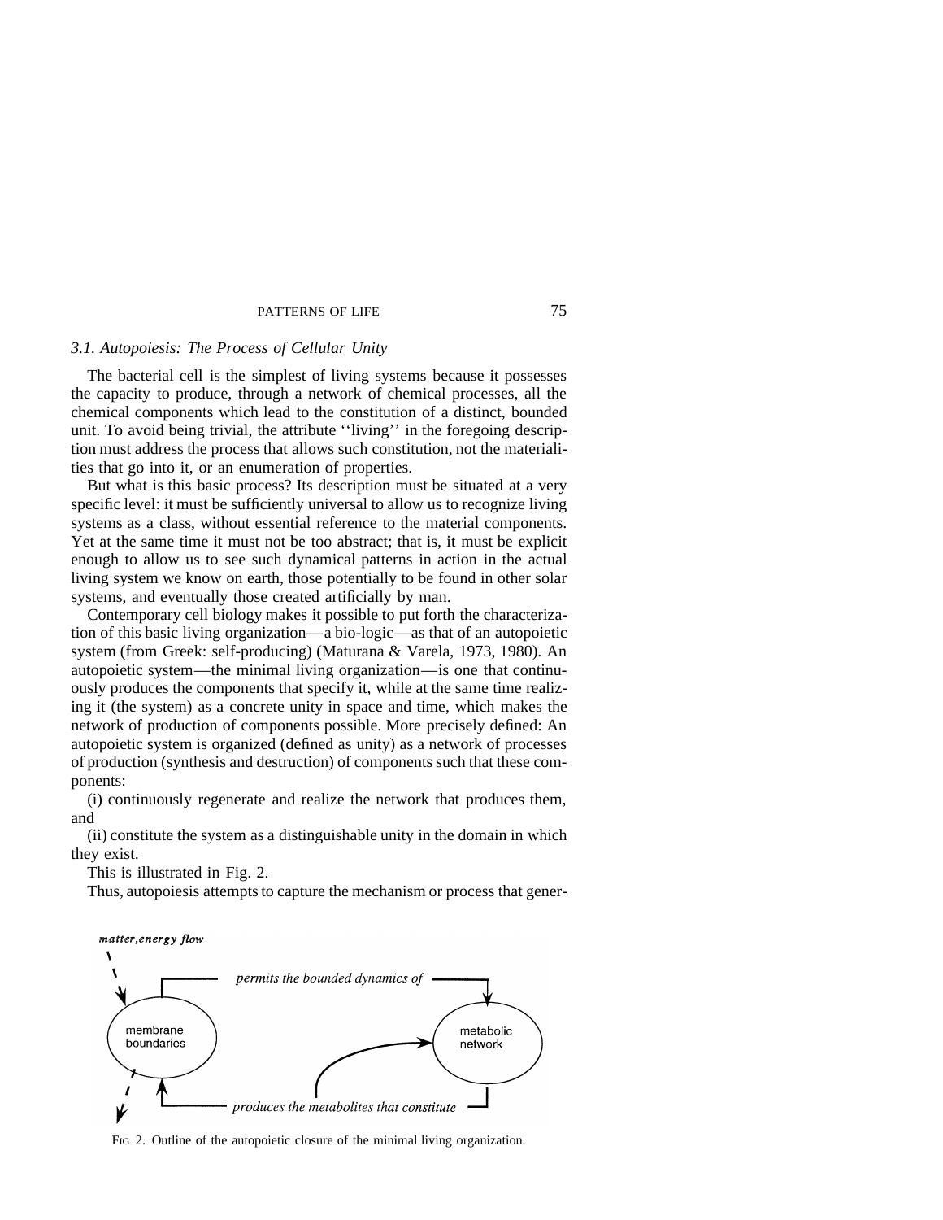### 3.1. Autopoiesis: The Process of Cellular Unity

The bacterial cell is the simplest of living systems because it possesses the capacity to produce, through a network of chemical processes, all the chemical components which lead to the constitution of a distinct, bounded unit. To avoid being trivial, the attribute ''living'' in the foregoing description must address the process that allows such constitution, not the materialities that go into it, or an enumeration of properties.

But what is this basic process? Its description must be situated at a very specific level: it must be sufficiently universal to allow us to recognize living systems as a class, without essential reference to the material components. Yet at the same time it must not be too abstract; that is, it must be explicit enough to allow us to see such dynamical patterns in action in the actual living system we know on earth, those potentially to be found in other solar systems, and eventually those created artificially by man.

Contemporary cell biology makes it possible to put forth the characterization of this basic living organization—a bio-logic—as that of an autopoietic system (from Greek: self-producing) (Maturana & Varela, 1973, 1980). An autopoietic system—the minimal living organization—is one that continuously produces the components that specify it, while at the same time realizing it (the system) as a concrete unity in space and time, which makes the network of production of components possible. More precisely defined: An autopoietic system is organized (defined as unity) as a network of processes of production (synthesis and destruction) of components such that these components:

(i) continuously regenerate and realize the network that produces them, and

(ii) constitute the system as a distinguishable unity in the domain in which they exist.

This is illustrated in Fig. 2.

Thus, autopoiesis attempts to capture the mechanism or process that gener-

*matter, energy flow*

membrane boundaries — *permits the bounded dynamics of* → metabolic network

metabolic network — *produces the metabolites that constitute* → membrane boundaries

FIG. 2. Outline of the autopoietic closure of the minimal living organization.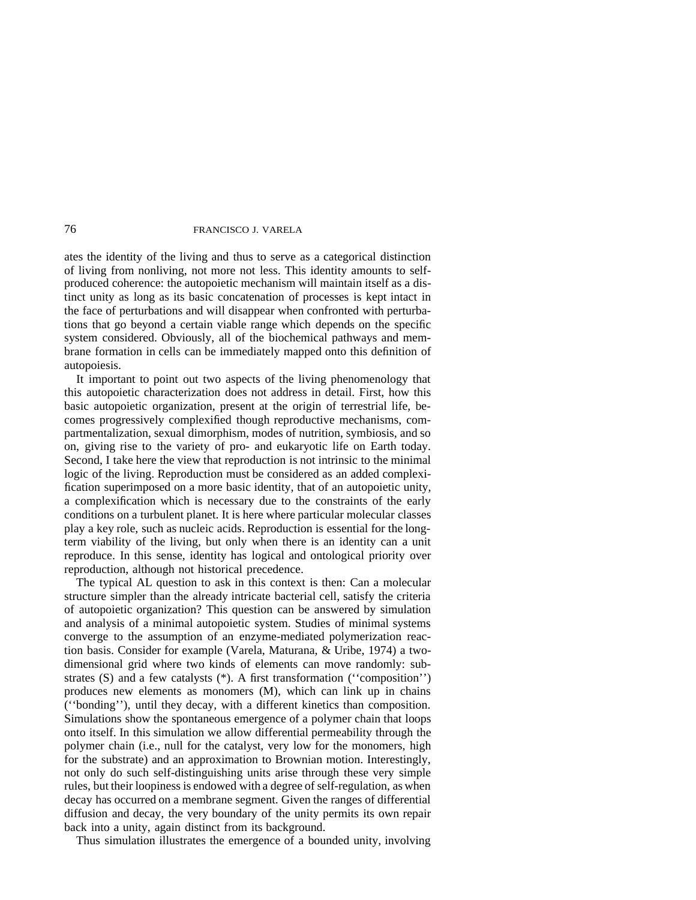ates the identity of the living and thus to serve as a categorical distinction of living from nonliving, not more not less. This identity amounts to self-produced coherence: the autopoietic mechanism will maintain itself as a distinct unity as long as its basic concatenation of processes is kept intact in the face of perturbations and will disappear when confronted with perturbations that go beyond a certain viable range which depends on the specific system considered. Obviously, all of the biochemical pathways and membrane formation in cells can be immediately mapped onto this definition of autopoiesis.

It important to point out two aspects of the living phenomenology that this autopoietic characterization does not address in detail. First, how this basic autopoietic organization, present at the origin of terrestrial life, becomes progressively complexified though reproductive mechanisms, compartmentalization, sexual dimorphism, modes of nutrition, symbiosis, and so on, giving rise to the variety of pro- and eukaryotic life on Earth today. Second, I take here the view that reproduction is not intrinsic to the minimal logic of the living. Reproduction must be considered as an added complexification superimposed on a more basic identity, that of an autopoietic unity, a complexification which is necessary due to the constraints of the early conditions on a turbulent planet. It is here where particular molecular classes play a key role, such as nucleic acids. Reproduction is essential for the long-term viability of the living, but only when there is an identity can a unit reproduce. In this sense, identity has logical and ontological priority over reproduction, although not historical precedence.

The typical AL question to ask in this context is then: Can a molecular structure simpler than the already intricate bacterial cell, satisfy the criteria of autopoietic organization? This question can be answered by simulation and analysis of a minimal autopoietic system. Studies of minimal systems converge to the assumption of an enzyme-mediated polymerization reaction basis. Consider for example (Varela, Maturana, & Uribe, 1974) a two-dimensional grid where two kinds of elements can move randomly: substrates (S) and a few catalysts (*). A first transformation (''composition'') produces new elements as monomers (M), which can link up in chains (''bonding''), until they decay, with a different kinetics than composition. Simulations show the spontaneous emergence of a polymer chain that loops onto itself. In this simulation we allow differential permeability through the polymer chain (i.e., null for the catalyst, very low for the monomers, high for the substrate) and an approximation to Brownian motion. Interestingly, not only do such self-distinguishing units arise through these very simple rules, but their loopiness is endowed with a degree of self-regulation, as when decay has occurred on a membrane segment. Given the ranges of differential diffusion and decay, the very boundary of the unity permits its own repair back into a unity, again distinct from its background.

Thus simulation illustrates the emergence of a bounded unity, involving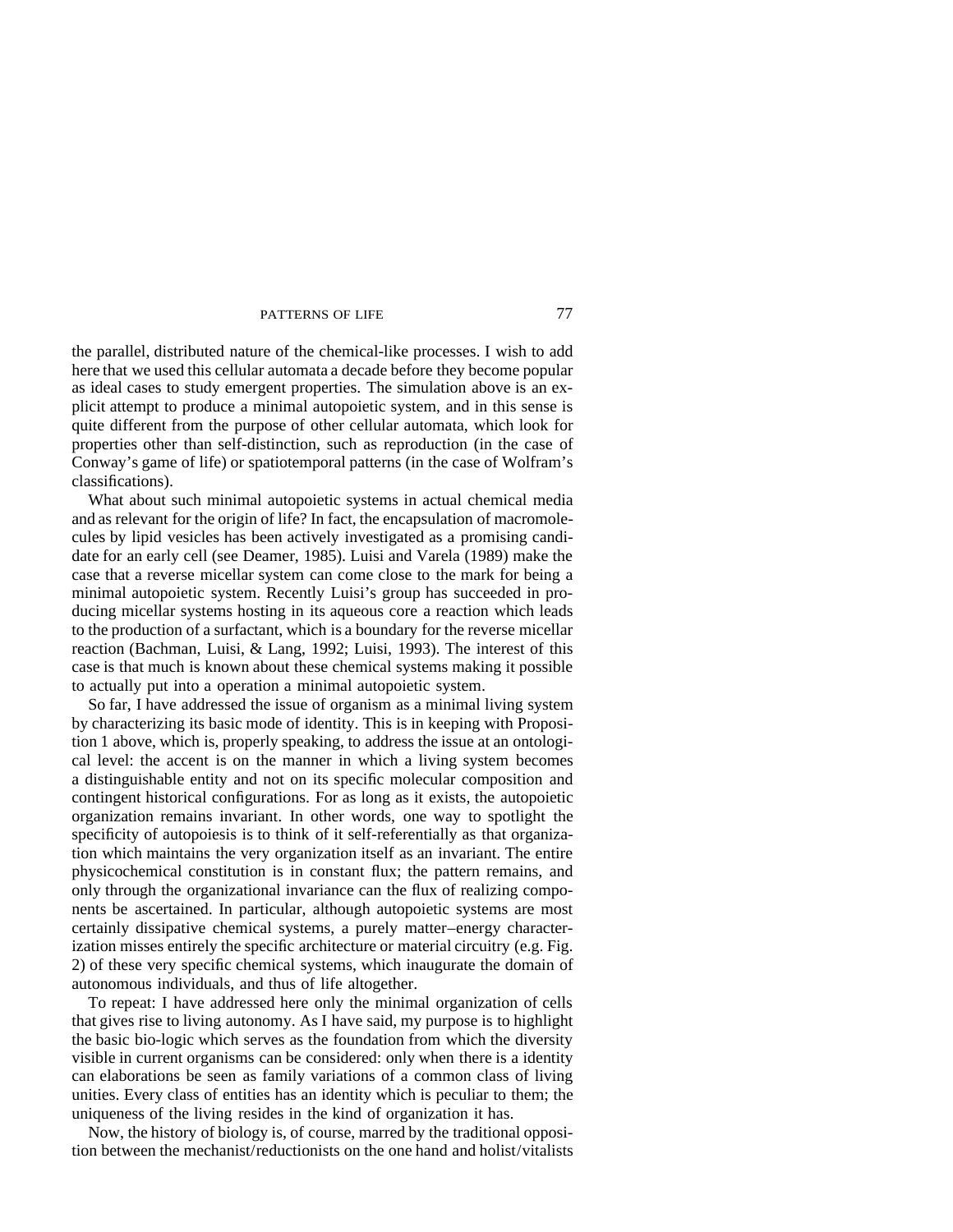the parallel, distributed nature of the chemical-like processes. I wish to add here that we used this cellular automata a decade before they become popular as ideal cases to study emergent properties. The simulation above is an explicit attempt to produce a minimal autopoietic system, and in this sense is quite different from the purpose of other cellular automata, which look for properties other than self-distinction, such as reproduction (in the case of Conway's game of life) or spatiotemporal patterns (in the case of Wolfram's classifications).

What about such minimal autopoietic systems in actual chemical media and as relevant for the origin of life? In fact, the encapsulation of macromolecules by lipid vesicles has been actively investigated as a promising candidate for an early cell (see Deamer, 1985). Luisi and Varela (1989) make the case that a reverse micellar system can come close to the mark for being a minimal autopoietic system. Recently Luisi's group has succeeded in producing micellar systems hosting in its aqueous core a reaction which leads to the production of a surfactant, which is a boundary for the reverse micellar reaction (Bachman, Luisi, & Lang, 1992; Luisi, 1993). The interest of this case is that much is known about these chemical systems making it possible to actually put into a operation a minimal autopoietic system.

So far, I have addressed the issue of organism as a minimal living system by characterizing its basic mode of identity. This is in keeping with Proposition 1 above, which is, properly speaking, to address the issue at an ontological level: the accent is on the manner in which a living system becomes a distinguishable entity and not on its specific molecular composition and contingent historical configurations. For as long as it exists, the autopoietic organization remains invariant. In other words, one way to spotlight the specificity of autopoiesis is to think of it self-referentially as that organization which maintains the very organization itself as an invariant. The entire physicochemical constitution is in constant flux; the pattern remains, and only through the organizational invariance can the flux of realizing components be ascertained. In particular, although autopoietic systems are most certainly dissipative chemical systems, a purely matter–energy characterization misses entirely the specific architecture or material circuitry (e.g. Fig. 2) of these very specific chemical systems, which inaugurate the domain of autonomous individuals, and thus of life altogether.

To repeat: I have addressed here only the minimal organization of cells that gives rise to living autonomy. As I have said, my purpose is to highlight the basic bio-logic which serves as the foundation from which the diversity visible in current organisms can be considered: only when there is a identity can elaborations be seen as family variations of a common class of living unities. Every class of entities has an identity which is peculiar to them; the uniqueness of the living resides in the kind of organization it has.

Now, the history of biology is, of course, marred by the traditional opposition between the mechanist/reductionists on the one hand and holist/vitalists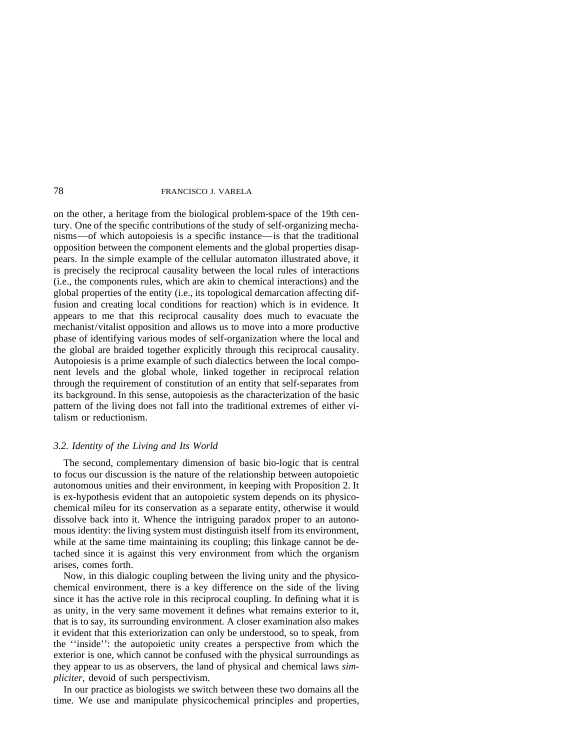on the other, a heritage from the biological problem-space of the 19th century. One of the specific contributions of the study of self-organizing mechanisms—of which autopoiesis is a specific instance—is that the traditional opposition between the component elements and the global properties disappears. In the simple example of the cellular automaton illustrated above, it is precisely the reciprocal causality between the local rules of interactions (i.e., the components rules, which are akin to chemical interactions) and the global properties of the entity (i.e., its topological demarcation affecting diffusion and creating local conditions for reaction) which is in evidence. It appears to me that this reciprocal causality does much to evacuate the mechanist/vitalist opposition and allows us to move into a more productive phase of identifying various modes of self-organization where the local and the global are braided together explicitly through this reciprocal causality. Autopoiesis is a prime example of such dialectics between the local component levels and the global whole, linked together in reciprocal relation through the requirement of constitution of an entity that self-separates from its background. In this sense, autopoiesis as the characterization of the basic pattern of the living does not fall into the traditional extremes of either vitalism or reductionism.

### *3.2. Identity of the Living and Its World*

The second, complementary dimension of basic bio-logic that is central to focus our discussion is the nature of the relationship between autopoietic autonomous unities and their environment, in keeping with Proposition 2. It is ex-hypothesis evident that an autopoietic system depends on its physicochemical mileu for its conservation as a separate entity, otherwise it would dissolve back into it. Whence the intriguing paradox proper to an autonomous identity: the living system must distinguish itself from its environment, while at the same time maintaining its coupling; this linkage cannot be detached since it is against this very environment from which the organism arises, comes forth.

Now, in this dialogic coupling between the living unity and the physicochemical environment, there is a key difference on the side of the living since it has the active role in this reciprocal coupling. In defining what it is as unity, in the very same movement it defines what remains exterior to it, that is to say, its surrounding environment. A closer examination also makes it evident that this exteriorization can only be understood, so to speak, from the ''inside'': the autopoietic unity creates a perspective from which the exterior is one, which cannot be confused with the physical surroundings as they appear to us as observers, the land of physical and chemical laws *simpliciter*, devoid of such perspectivism.

In our practice as biologists we switch between these two domains all the time. We use and manipulate physicochemical principles and properties,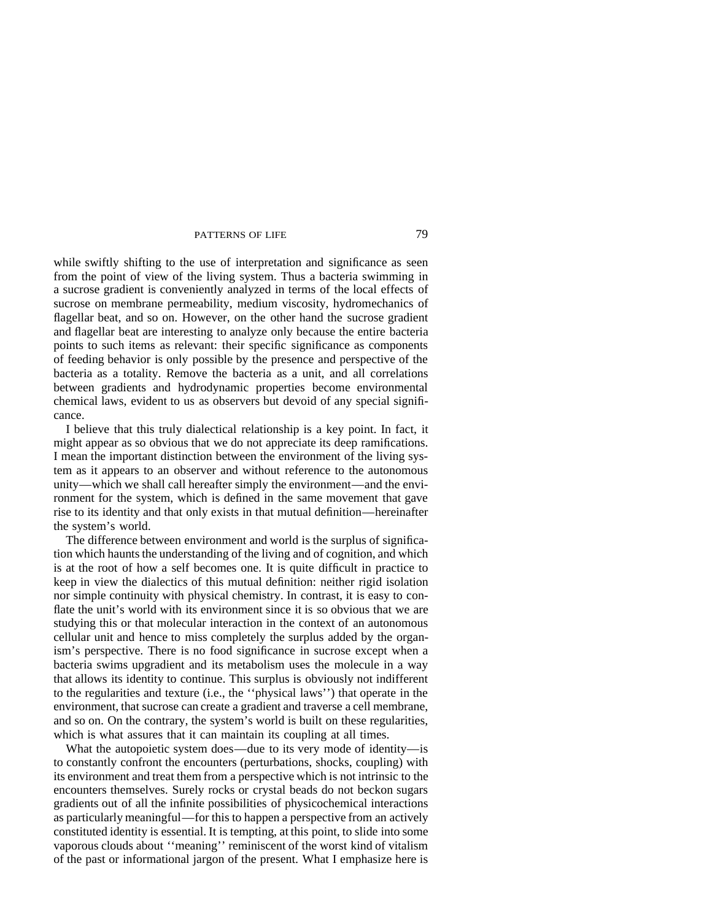while swiftly shifting to the use of interpretation and significance as seen from the point of view of the living system. Thus a bacteria swimming in a sucrose gradient is conveniently analyzed in terms of the local effects of sucrose on membrane permeability, medium viscosity, hydromechanics of flagellar beat, and so on. However, on the other hand the sucrose gradient and flagellar beat are interesting to analyze only because the entire bacteria points to such items as relevant: their specific significance as components of feeding behavior is only possible by the presence and perspective of the bacteria as a totality. Remove the bacteria as a unit, and all correlations between gradients and hydrodynamic properties become environmental chemical laws, evident to us as observers but devoid of any special significance.

I believe that this truly dialectical relationship is a key point. In fact, it might appear as so obvious that we do not appreciate its deep ramifications. I mean the important distinction between the environment of the living system as it appears to an observer and without reference to the autonomous unity—which we shall call hereafter simply the environment—and the environment for the system, which is defined in the same movement that gave rise to its identity and that only exists in that mutual definition—hereinafter the system's world.

The difference between environment and world is the surplus of signification which haunts the understanding of the living and of cognition, and which is at the root of how a self becomes one. It is quite difficult in practice to keep in view the dialectics of this mutual definition: neither rigid isolation nor simple continuity with physical chemistry. In contrast, it is easy to conflate the unit's world with its environment since it is so obvious that we are studying this or that molecular interaction in the context of an autonomous cellular unit and hence to miss completely the surplus added by the organism's perspective. There is no food significance in sucrose except when a bacteria swims upgradient and its metabolism uses the molecule in a way that allows its identity to continue. This surplus is obviously not indifferent to the regularities and texture (i.e., the ''physical laws'') that operate in the environment, that sucrose can create a gradient and traverse a cell membrane, and so on. On the contrary, the system's world is built on these regularities, which is what assures that it can maintain its coupling at all times.

What the autopoietic system does—due to its very mode of identity—is to constantly confront the encounters (perturbations, shocks, coupling) with its environment and treat them from a perspective which is not intrinsic to the encounters themselves. Surely rocks or crystal beads do not beckon sugars gradients out of all the infinite possibilities of physicochemical interactions as particularly meaningful—for this to happen a perspective from an actively constituted identity is essential. It is tempting, at this point, to slide into some vaporous clouds about ''meaning'' reminiscent of the worst kind of vitalism of the past or informational jargon of the present. What I emphasize here is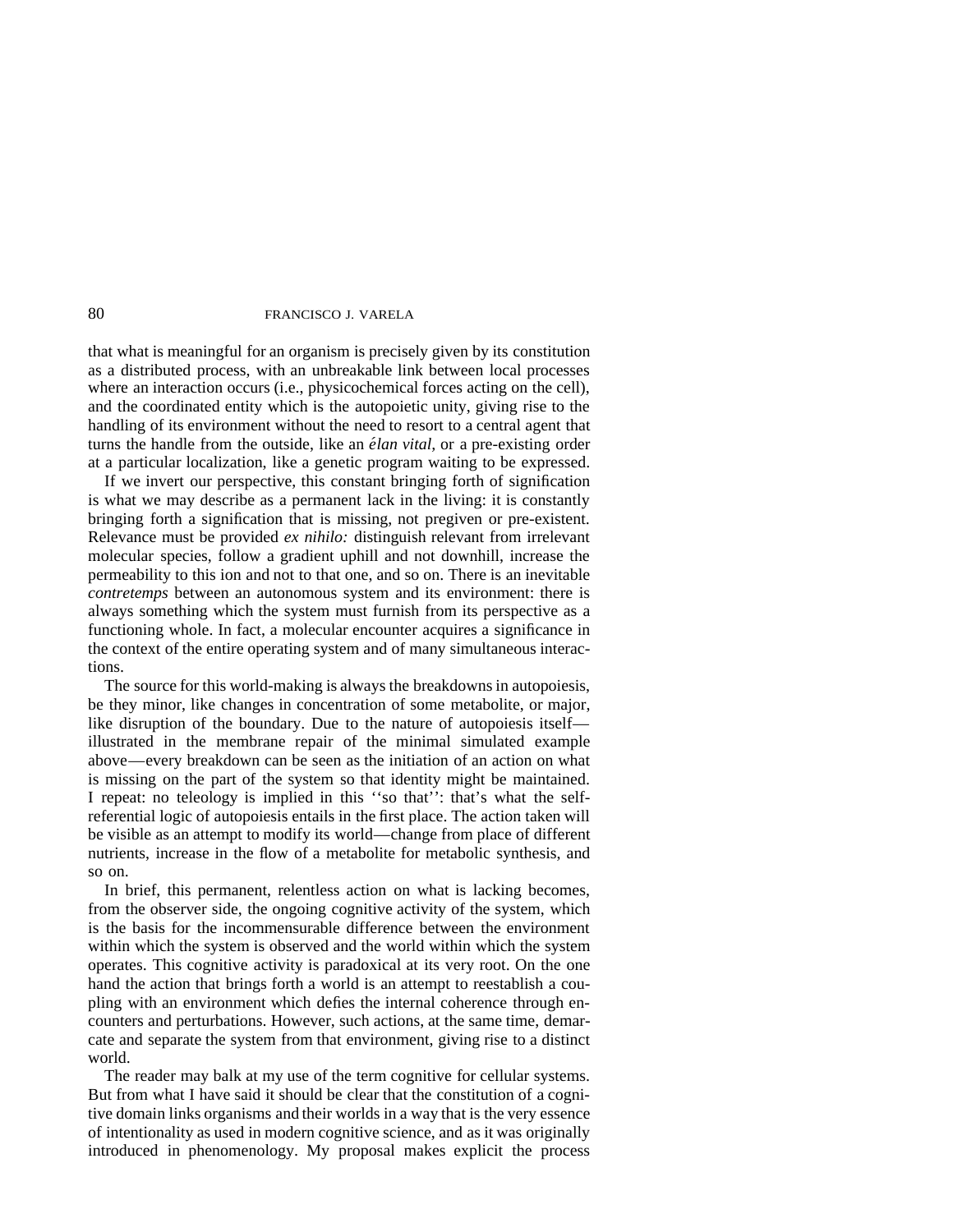that what is meaningful for an organism is precisely given by its constitution as a distributed process, with an unbreakable link between local processes where an interaction occurs (i.e., physicochemical forces acting on the cell), and the coordinated entity which is the autopoietic unity, giving rise to the handling of its environment without the need to resort to a central agent that turns the handle from the outside, like an *élan vital*, or a pre-existing order at a particular localization, like a genetic program waiting to be expressed.

If we invert our perspective, this constant bringing forth of signification is what we may describe as a permanent lack in the living: it is constantly bringing forth a signification that is missing, not pregiven or pre-existent. Relevance must be provided *ex nihilo:* distinguish relevant from irrelevant molecular species, follow a gradient uphill and not downhill, increase the permeability to this ion and not to that one, and so on. There is an inevitable *contretemps* between an autonomous system and its environment: there is always something which the system must furnish from its perspective as a functioning whole. In fact, a molecular encounter acquires a significance in the context of the entire operating system and of many simultaneous interactions.

The source for this world-making is always the breakdowns in autopoiesis, be they minor, like changes in concentration of some metabolite, or major, like disruption of the boundary. Due to the nature of autopoiesis itself—illustrated in the membrane repair of the minimal simulated example above—every breakdown can be seen as the initiation of an action on what is missing on the part of the system so that identity might be maintained. I repeat: no teleology is implied in this ''so that'': that's what the self-referential logic of autopoiesis entails in the first place. The action taken will be visible as an attempt to modify its world—change from place of different nutrients, increase in the flow of a metabolite for metabolic synthesis, and so on.

In brief, this permanent, relentless action on what is lacking becomes, from the observer side, the ongoing cognitive activity of the system, which is the basis for the incommensurable difference between the environment within which the system is observed and the world within which the system operates. This cognitive activity is paradoxical at its very root. On the one hand the action that brings forth a world is an attempt to reestablish a coupling with an environment which defies the internal coherence through encounters and perturbations. However, such actions, at the same time, demarcate and separate the system from that environment, giving rise to a distinct world.

The reader may balk at my use of the term cognitive for cellular systems. But from what I have said it should be clear that the constitution of a cognitive domain links organisms and their worlds in a way that is the very essence of intentionality as used in modern cognitive science, and as it was originally introduced in phenomenology. My proposal makes explicit the process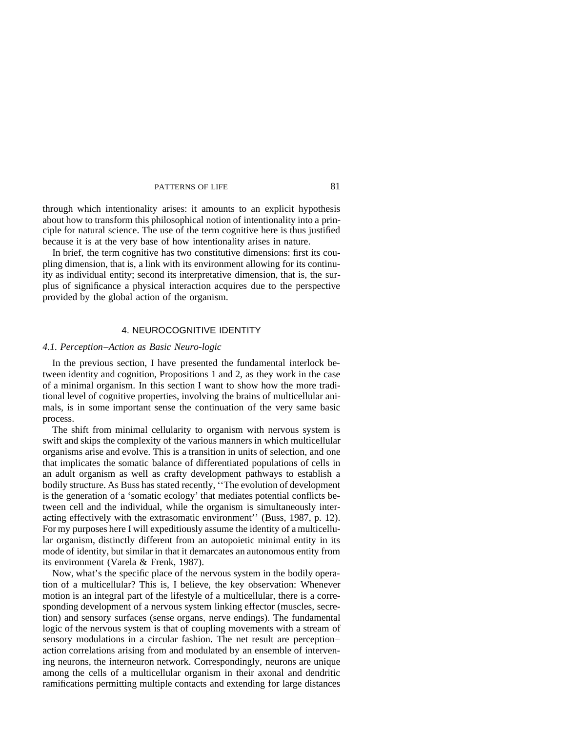through which intentionality arises: it amounts to an explicit hypothesis about how to transform this philosophical notion of intentionality into a principle for natural science. The use of the term cognitive here is thus justified because it is at the very base of how intentionality arises in nature.

In brief, the term cognitive has two constitutive dimensions: first its coupling dimension, that is, a link with its environment allowing for its continuity as individual entity; second its interpretative dimension, that is, the surplus of significance a physical interaction acquires due to the perspective provided by the global action of the organism.

## 4. NEUROCOGNITIVE IDENTITY

### *4.1. Perception–Action as Basic Neuro-logic*

In the previous section, I have presented the fundamental interlock between identity and cognition, Propositions 1 and 2, as they work in the case of a minimal organism. In this section I want to show how the more traditional level of cognitive properties, involving the brains of multicellular animals, is in some important sense the continuation of the very same basic process.

The shift from minimal cellularity to organism with nervous system is swift and skips the complexity of the various manners in which multicellular organisms arise and evolve. This is a transition in units of selection, and one that implicates the somatic balance of differentiated populations of cells in an adult organism as well as crafty development pathways to establish a bodily structure. As Buss has stated recently, ''The evolution of development is the generation of a 'somatic ecology' that mediates potential conflicts between cell and the individual, while the organism is simultaneously interacting effectively with the extrasomatic environment'' (Buss, 1987, p. 12). For my purposes here I will expeditiously assume the identity of a multicellular organism, distinctly different from an autopoietic minimal entity in its mode of identity, but similar in that it demarcates an autonomous entity from its environment (Varela & Frenk, 1987).

Now, what's the specific place of the nervous system in the bodily operation of a multicellular? This is, I believe, the key observation: Whenever motion is an integral part of the lifestyle of a multicellular, there is a corresponding development of a nervous system linking effector (muscles, secretion) and sensory surfaces (sense organs, nerve endings). The fundamental logic of the nervous system is that of coupling movements with a stream of sensory modulations in a circular fashion. The net result are perception–action correlations arising from and modulated by an ensemble of intervening neurons, the interneuron network. Correspondingly, neurons are unique among the cells of a multicellular organism in their axonal and dendritic ramifications permitting multiple contacts and extending for large distances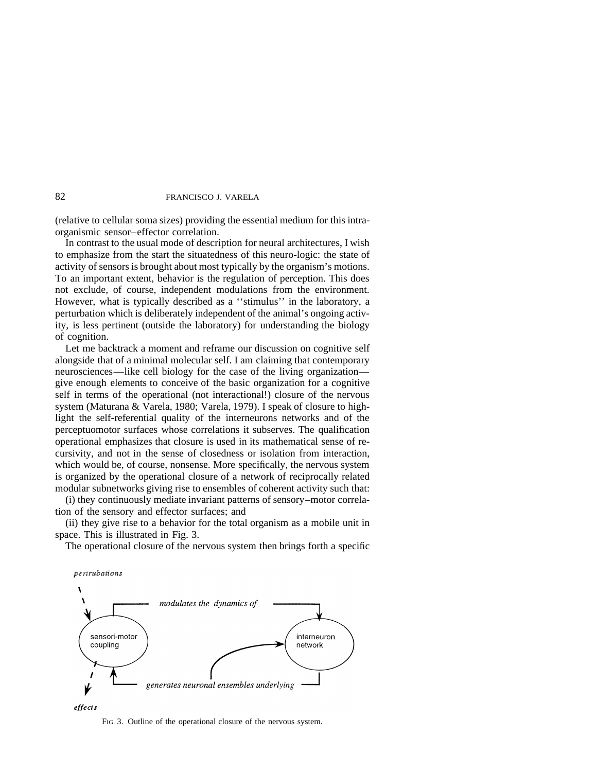(relative to cellular soma sizes) providing the essential medium for this intraorganismic sensor–effector correlation.

In contrast to the usual mode of description for neural architectures, I wish to emphasize from the start the situatedness of this neuro-logic: the state of activity of sensors is brought about most typically by the organism's motions. To an important extent, behavior is the regulation of perception. This does not exclude, of course, independent modulations from the environment. However, what is typically described as a ''stimulus'' in the laboratory, a perturbation which is deliberately independent of the animal's ongoing activity, is less pertinent (outside the laboratory) for understanding the biology of cognition.

Let me backtrack a moment and reframe our discussion on cognitive self alongside that of a minimal molecular self. I am claiming that contemporary neurosciences—like cell biology for the case of the living organization—give enough elements to conceive of the basic organization for a cognitive self in terms of the operational (not interactional!) closure of the nervous system (Maturana & Varela, 1980; Varela, 1979). I speak of closure to highlight the self-referential quality of the interneurons networks and of the perceptuomotor surfaces whose correlations it subserves. The qualification operational emphasizes that closure is used in its mathematical sense of recursivity, and not in the sense of closedness or isolation from interaction, which would be, of course, nonsense. More specifically, the nervous system is organized by the operational closure of a network of reciprocally related modular subnetworks giving rise to ensembles of coherent activity such that:

(i) they continuously mediate invariant patterns of sensory–motor correlation of the sensory and effector surfaces; and

(ii) they give rise to a behavior for the total organism as a mobile unit in space. This is illustrated in Fig. 3.

The operational closure of the nervous system then brings forth a specific

pertrubations

modulates the dynamics of

sensori-motor coupling

interneuron network

generates neuronal ensembles underlying

effects

FIG. 3. Outline of the operational closure of the nervous system.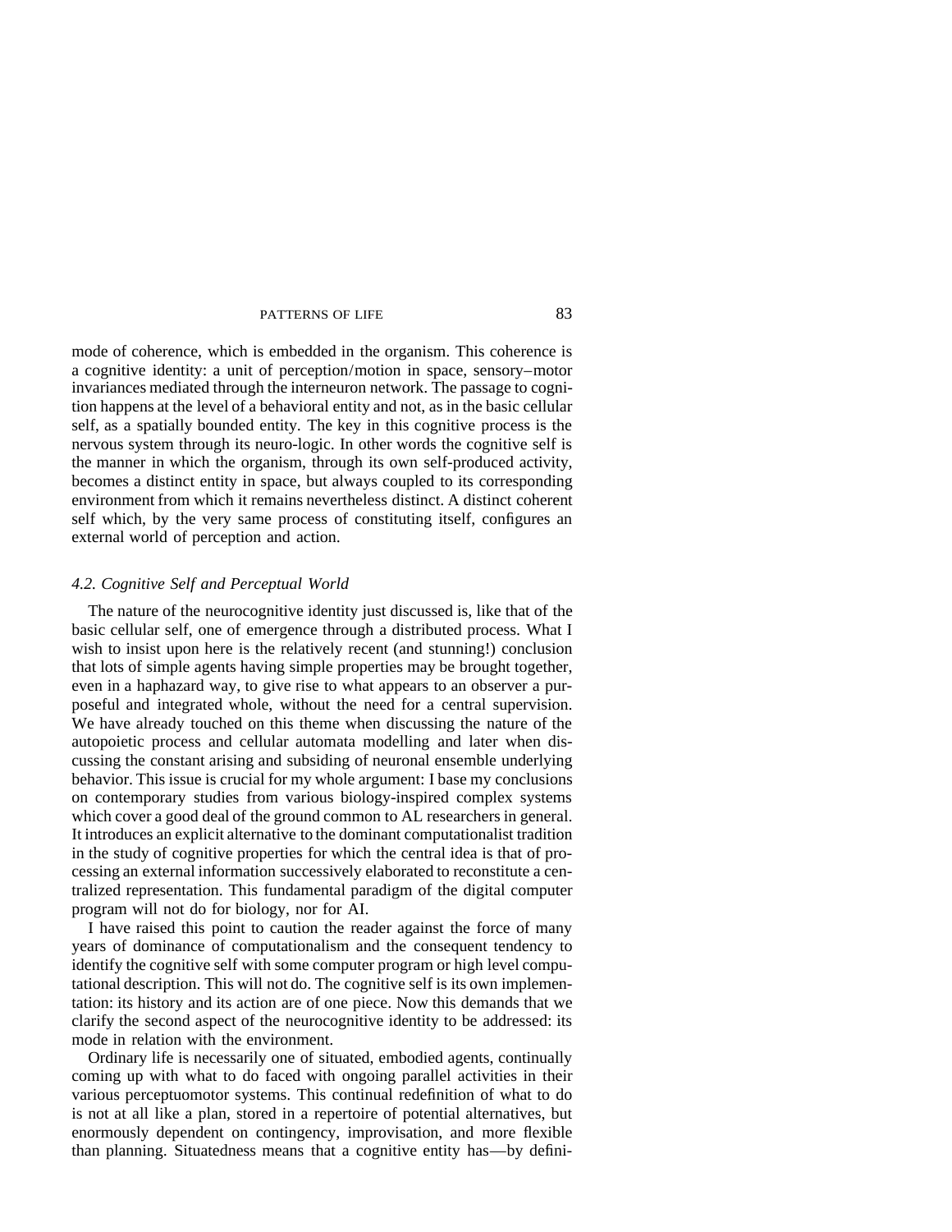mode of coherence, which is embedded in the organism. This coherence is a cognitive identity: a unit of perception/motion in space, sensory–motor invariances mediated through the interneuron network. The passage to cognition happens at the level of a behavioral entity and not, as in the basic cellular self, as a spatially bounded entity. The key in this cognitive process is the nervous system through its neuro-logic. In other words the cognitive self is the manner in which the organism, through its own self-produced activity, becomes a distinct entity in space, but always coupled to its corresponding environment from which it remains nevertheless distinct. A distinct coherent self which, by the very same process of constituting itself, configures an external world of perception and action.

### *4.2. Cognitive Self and Perceptual World*

The nature of the neurocognitive identity just discussed is, like that of the basic cellular self, one of emergence through a distributed process. What I wish to insist upon here is the relatively recent (and stunning!) conclusion that lots of simple agents having simple properties may be brought together, even in a haphazard way, to give rise to what appears to an observer a purposeful and integrated whole, without the need for a central supervision. We have already touched on this theme when discussing the nature of the autopoietic process and cellular automata modelling and later when discussing the constant arising and subsiding of neuronal ensemble underlying behavior. This issue is crucial for my whole argument: I base my conclusions on contemporary studies from various biology-inspired complex systems which cover a good deal of the ground common to AL researchers in general. It introduces an explicit alternative to the dominant computationalist tradition in the study of cognitive properties for which the central idea is that of processing an external information successively elaborated to reconstitute a centralized representation. This fundamental paradigm of the digital computer program will not do for biology, nor for AI.

I have raised this point to caution the reader against the force of many years of dominance of computationalism and the consequent tendency to identify the cognitive self with some computer program or high level computational description. This will not do. The cognitive self is its own implementation: its history and its action are of one piece. Now this demands that we clarify the second aspect of the neurocognitive identity to be addressed: its mode in relation with the environment.

Ordinary life is necessarily one of situated, embodied agents, continually coming up with what to do faced with ongoing parallel activities in their various perceptuomotor systems. This continual redefinition of what to do is not at all like a plan, stored in a repertoire of potential alternatives, but enormously dependent on contingency, improvisation, and more flexible than planning. Situatedness means that a cognitive entity has—by defini-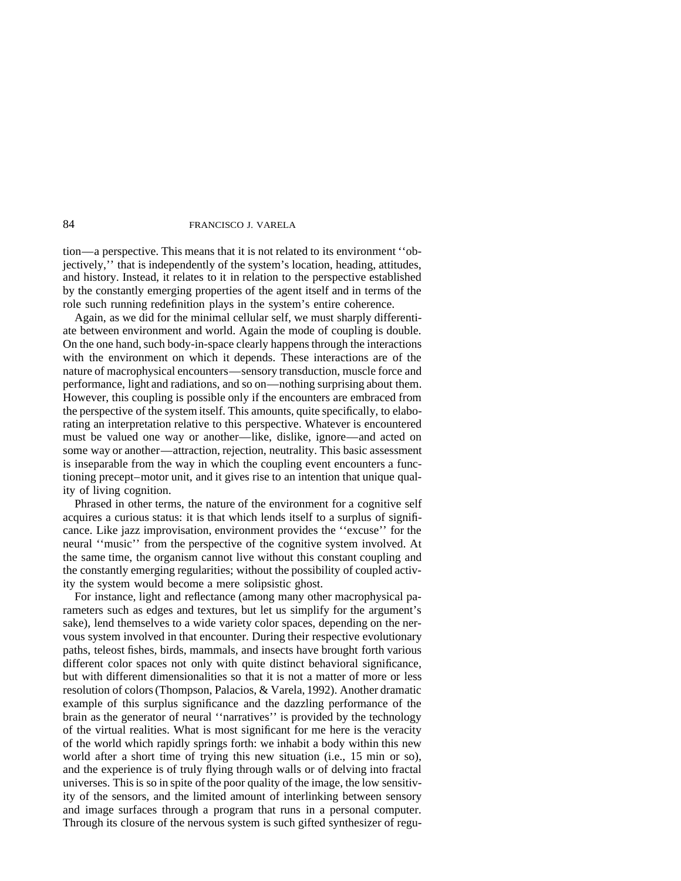tion—a perspective. This means that it is not related to its environment ''objectively,'' that is independently of the system's location, heading, attitudes, and history. Instead, it relates to it in relation to the perspective established by the constantly emerging properties of the agent itself and in terms of the role such running redefinition plays in the system's entire coherence.

Again, as we did for the minimal cellular self, we must sharply differentiate between environment and world. Again the mode of coupling is double. On the one hand, such body-in-space clearly happens through the interactions with the environment on which it depends. These interactions are of the nature of macrophysical encounters—sensory transduction, muscle force and performance, light and radiations, and so on—nothing surprising about them. However, this coupling is possible only if the encounters are embraced from the perspective of the system itself. This amounts, quite specifically, to elaborating an interpretation relative to this perspective. Whatever is encountered must be valued one way or another—like, dislike, ignore—and acted on some way or another—attraction, rejection, neutrality. This basic assessment is inseparable from the way in which the coupling event encounters a functioning precept–motor unit, and it gives rise to an intention that unique quality of living cognition.

Phrased in other terms, the nature of the environment for a cognitive self acquires a curious status: it is that which lends itself to a surplus of significance. Like jazz improvisation, environment provides the ''excuse'' for the neural ''music'' from the perspective of the cognitive system involved. At the same time, the organism cannot live without this constant coupling and the constantly emerging regularities; without the possibility of coupled activity the system would become a mere solipsistic ghost.

For instance, light and reflectance (among many other macrophysical parameters such as edges and textures, but let us simplify for the argument's sake), lend themselves to a wide variety color spaces, depending on the nervous system involved in that encounter. During their respective evolutionary paths, teleost fishes, birds, mammals, and insects have brought forth various different color spaces not only with quite distinct behavioral significance, but with different dimensionalities so that it is not a matter of more or less resolution of colors (Thompson, Palacios, & Varela, 1992). Another dramatic example of this surplus significance and the dazzling performance of the brain as the generator of neural ''narratives'' is provided by the technology of the virtual realities. What is most significant for me here is the veracity of the world which rapidly springs forth: we inhabit a body within this new world after a short time of trying this new situation (i.e., 15 min or so), and the experience is of truly flying through walls or of delving into fractal universes. This is so in spite of the poor quality of the image, the low sensitivity of the sensors, and the limited amount of interlinking between sensory and image surfaces through a program that runs in a personal computer. Through its closure of the nervous system is such gifted synthesizer of regu-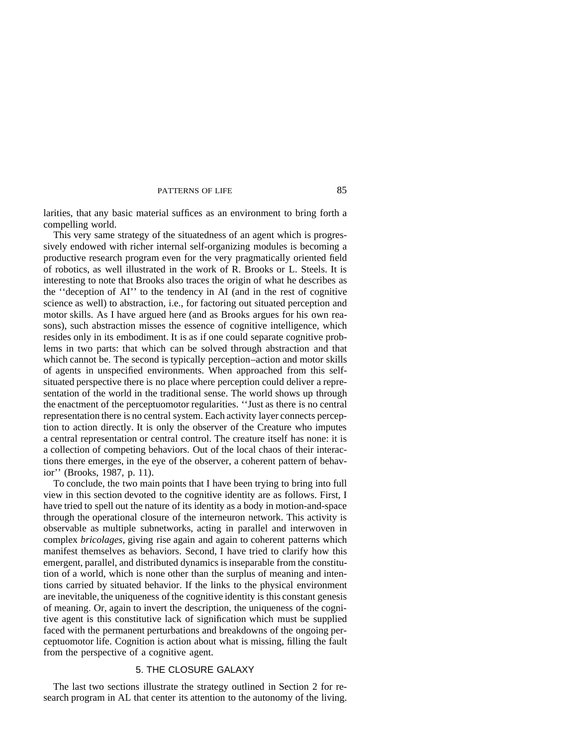larities, that any basic material suffices as an environment to bring forth a compelling world.

This very same strategy of the situatedness of an agent which is progressively endowed with richer internal self-organizing modules is becoming a productive research program even for the very pragmatically oriented field of robotics, as well illustrated in the work of R. Brooks or L. Steels. It is interesting to note that Brooks also traces the origin of what he describes as the ''deception of AI'' to the tendency in AI (and in the rest of cognitive science as well) to abstraction, i.e., for factoring out situated perception and motor skills. As I have argued here (and as Brooks argues for his own reasons), such abstraction misses the essence of cognitive intelligence, which resides only in its embodiment. It is as if one could separate cognitive problems in two parts: that which can be solved through abstraction and that which cannot be. The second is typically perception–action and motor skills of agents in unspecified environments. When approached from this self-situated perspective there is no place where perception could deliver a representation of the world in the traditional sense. The world shows up through the enactment of the perceptuomotor regularities. ''Just as there is no central representation there is no central system. Each activity layer connects perception to action directly. It is only the observer of the Creature who imputes a central representation or central control. The creature itself has none: it is a collection of competing behaviors. Out of the local chaos of their interactions there emerges, in the eye of the observer, a coherent pattern of behavior'' (Brooks, 1987, p. 11).

To conclude, the two main points that I have been trying to bring into full view in this section devoted to the cognitive identity are as follows. First, I have tried to spell out the nature of its identity as a body in motion-and-space through the operational closure of the interneuron network. This activity is observable as multiple subnetworks, acting in parallel and interwoven in complex *bricolages*, giving rise again and again to coherent patterns which manifest themselves as behaviors. Second, I have tried to clarify how this emergent, parallel, and distributed dynamics is inseparable from the constitution of a world, which is none other than the surplus of meaning and intentions carried by situated behavior. If the links to the physical environment are inevitable, the uniqueness of the cognitive identity is this constant genesis of meaning. Or, again to invert the description, the uniqueness of the cognitive agent is this constitutive lack of signification which must be supplied faced with the permanent perturbations and breakdowns of the ongoing perceptuomotor life. Cognition is action about what is missing, filling the fault from the perspective of a cognitive agent.

## 5. THE CLOSURE GALAXY

The last two sections illustrate the strategy outlined in Section 2 for research program in AL that center its attention to the autonomy of the living.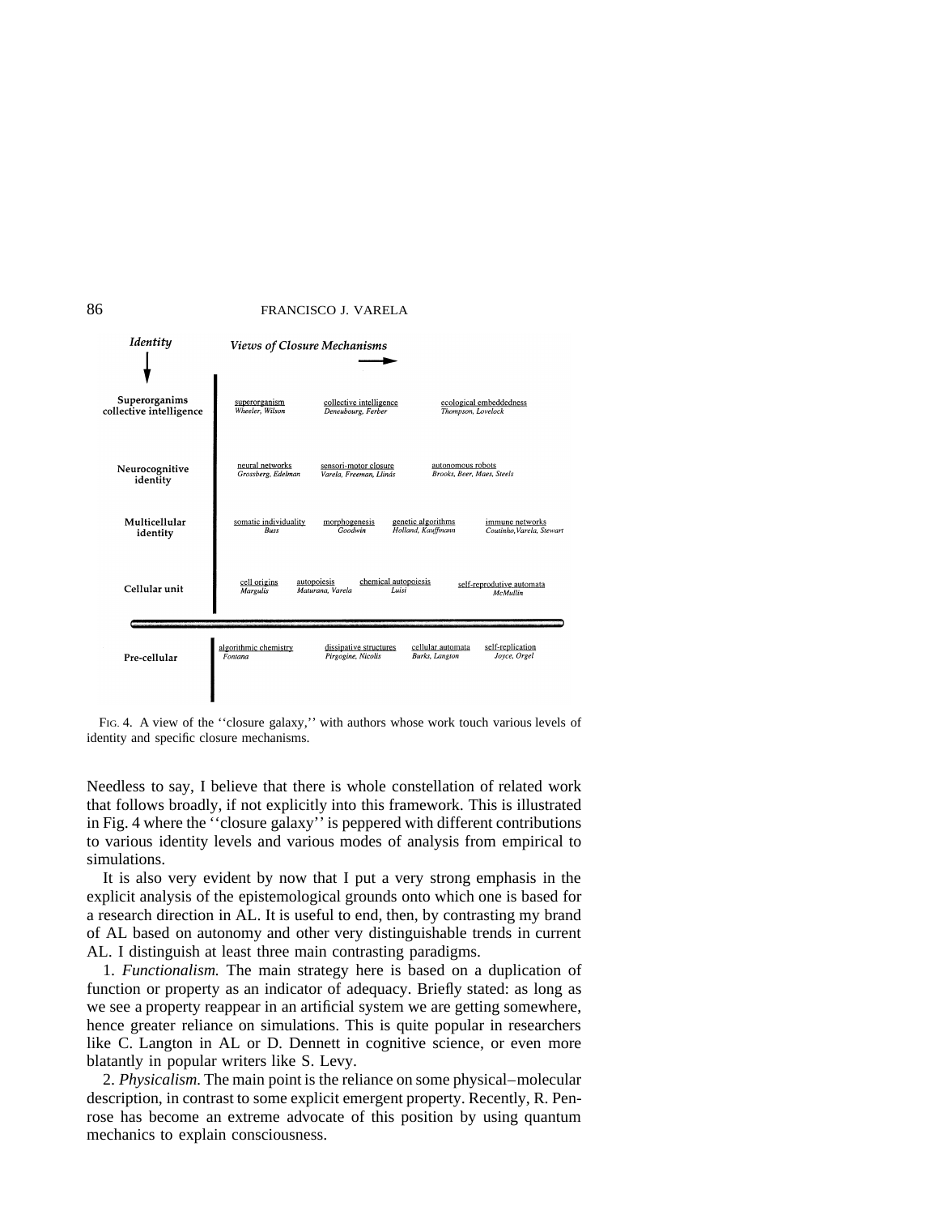| Identity | Views of Closure Mechanisms → | | | |
|---|---|---|---|---|
| Superorganims collective intelligence | superorganism *Wheeler, Wilson* | collective intelligence *Deneubourg, Ferber* | ecological embeddedness *Thompson, Lovelock* | |
| Neurocognitive identity | neural networks *Grossberg, Edelman* | sensori-motor closure *Varela, Freeman, Llinás* | autonomous robots *Brooks, Beer, Maes, Steels* | |
| Multicellular identity | somatic individuality *Buss* | morphogenesis *Goodwin* | genetic algorithms *Holland, Kauffmann* | immune networks *Coutinho,Varela, Stewart* |
| Cellular unit | cell origins *Margulis* | autopoiesis *Maturana, Varela* | chemical autopoiesis *Luisi* | self-reprodutive automata *McMullin* |
| Pre-cellular | algorithmic chemistry *Fontana* | dissipative structures *Pirgogine, Nicolis* | cellular automata *Burks, Langton* | self-replication *Joyce, Orgel* |

FIG. 4. A view of the ''closure galaxy,'' with authors whose work touch various levels of identity and specific closure mechanisms.

Needless to say, I believe that there is whole constellation of related work that follows broadly, if not explicitly into this framework. This is illustrated in Fig. 4 where the ''closure galaxy'' is peppered with different contributions to various identity levels and various modes of analysis from empirical to simulations.

It is also very evident by now that I put a very strong emphasis in the explicit analysis of the epistemological grounds onto which one is based for a research direction in AL. It is useful to end, then, by contrasting my brand of AL based on autonomy and other very distinguishable trends in current AL. I distinguish at least three main contrasting paradigms.

1. *Functionalism.* The main strategy here is based on a duplication of function or property as an indicator of adequacy. Briefly stated: as long as we see a property reappear in an artificial system we are getting somewhere, hence greater reliance on simulations. This is quite popular in researchers like C. Langton in AL or D. Dennett in cognitive science, or even more blatantly in popular writers like S. Levy.

2. *Physicalism.* The main point is the reliance on some physical–molecular description, in contrast to some explicit emergent property. Recently, R. Penrose has become an extreme advocate of this position by using quantum mechanics to explain consciousness.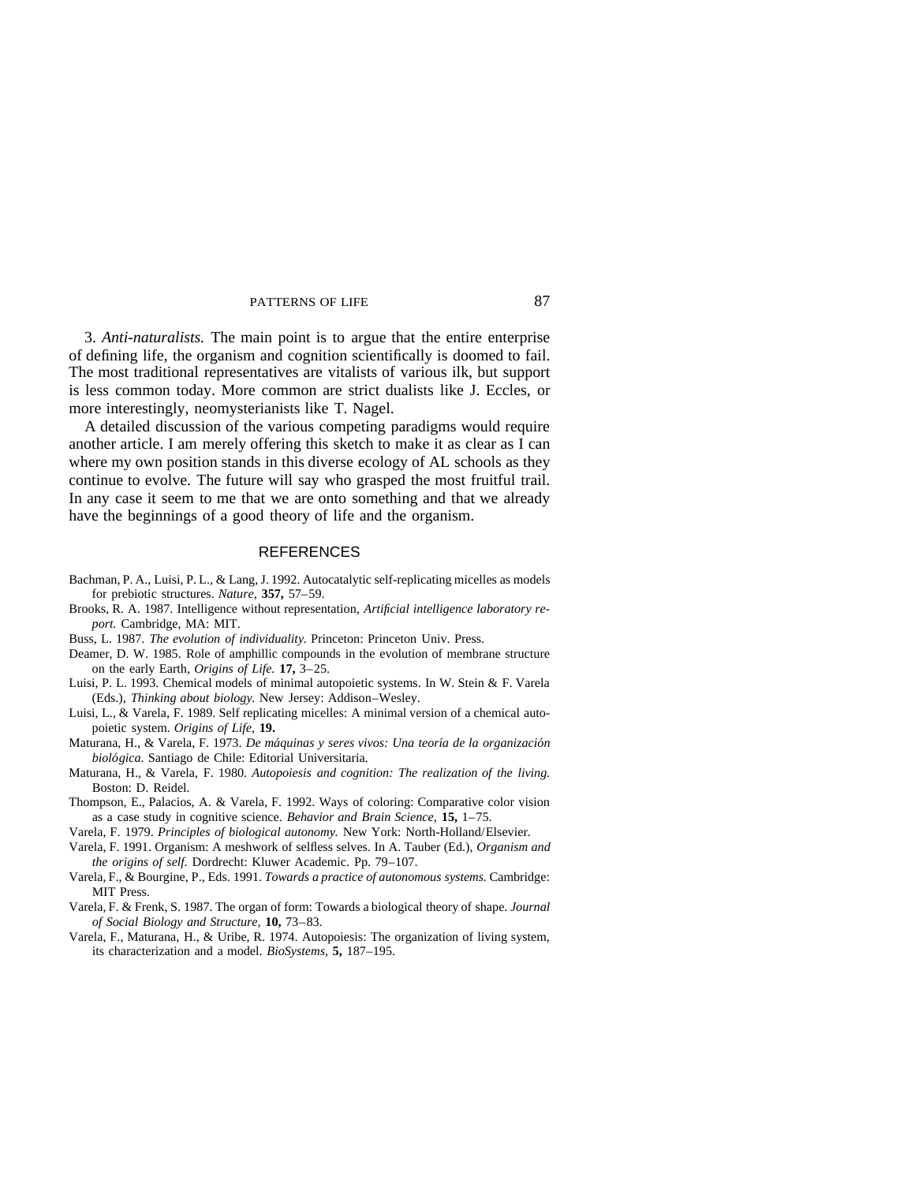3. *Anti-naturalists.* The main point is to argue that the entire enterprise of defining life, the organism and cognition scientifically is doomed to fail. The most traditional representatives are vitalists of various ilk, but support is less common today. More common are strict dualists like J. Eccles, or more interestingly, neomysterianists like T. Nagel.

A detailed discussion of the various competing paradigms would require another article. I am merely offering this sketch to make it as clear as I can where my own position stands in this diverse ecology of AL schools as they continue to evolve. The future will say who grasped the most fruitful trail. In any case it seem to me that we are onto something and that we already have the beginnings of a good theory of life and the organism.

## REFERENCES

Bachman, P. A., Luisi, P. L., & Lang, J. 1992. Autocatalytic self-replicating micelles as models for prebiotic structures. *Nature,* **357,** 57–59.

Brooks, R. A. 1987. Intelligence without representation, *Artificial intelligence laboratory report.* Cambridge, MA: MIT.

Buss, L. 1987. *The evolution of individuality.* Princeton: Princeton Univ. Press.

Deamer, D. W. 1985. Role of amphillic compounds in the evolution of membrane structure on the early Earth, *Origins of Life.* **17,** 3–25.

Luisi, P. L. 1993. Chemical models of minimal autopoietic systems. In W. Stein & F. Varela (Eds.), *Thinking about biology.* New Jersey: Addison–Wesley.

Luisi, L., & Varela, F. 1989. Self replicating micelles: A minimal version of a chemical autopoietic system. *Origins of Life,* **19.**

Maturana, H., & Varela, F. 1973. *De máquinas y seres vivos: Una teoría de la organización biológica.* Santiago de Chile: Editorial Universitaria.

Maturana, H., & Varela, F. 1980. *Autopoiesis and cognition: The realization of the living.* Boston: D. Reidel.

Thompson, E., Palacios, A. & Varela, F. 1992. Ways of coloring: Comparative color vision as a case study in cognitive science. *Behavior and Brain Science,* **15,** 1–75.

Varela, F. 1979. *Principles of biological autonomy.* New York: North-Holland/Elsevier.

Varela, F. 1991. Organism: A meshwork of selfless selves. In A. Tauber (Ed.), *Organism and the origins of self.* Dordrecht: Kluwer Academic. Pp. 79–107.

Varela, F., & Bourgine, P., Eds. 1991. *Towards a practice of autonomous systems.* Cambridge: MIT Press.

Varela, F. & Frenk, S. 1987. The organ of form: Towards a biological theory of shape. *Journal of Social Biology and Structure,* **10,** 73–83.

Varela, F., Maturana, H., & Uribe, R. 1974. Autopoiesis: The organization of living system, its characterization and a model. *BioSystems,* **5,** 187–195.